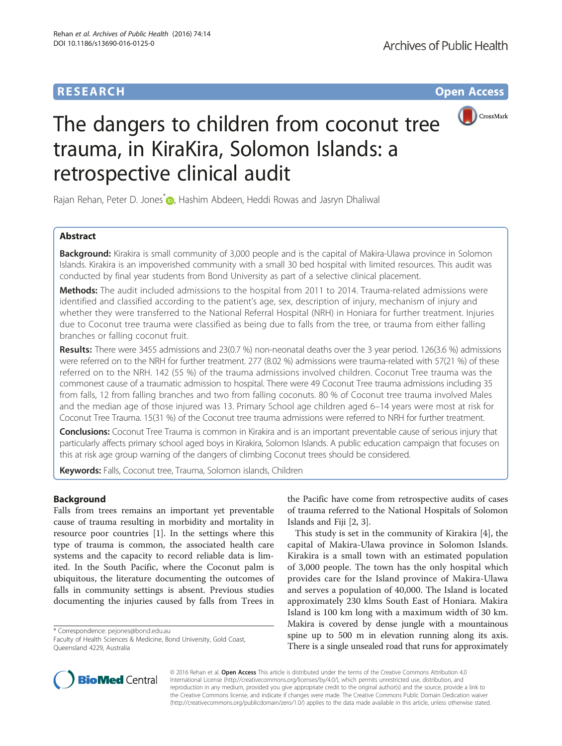RESEARCH

Open Access

# The dangers to children from coconut tree trauma, in KiraKira, Solomon Islands: a retrospective clinical audit

Rajan Rehan, Peter D. Jones*, Hashim Abdeen, Heddi Rowas and Jasryn Dhaliwal

## Abstract

**Background:** Kirakira is small community of 3,000 people and is the capital of Makira-Ulawa province in Solomon Islands. Kirakira is an impoverished community with a small 30 bed hospital with limited resources. This audit was conducted by final year students from Bond University as part of a selective clinical placement.

**Methods:** The audit included admissions to the hospital from 2011 to 2014. Trauma-related admissions were identified and classified according to the patient's age, sex, description of injury, mechanism of injury and whether they were transferred to the National Referral Hospital (NRH) in Honiara for further treatment. Injuries due to Coconut tree trauma were classified as being due to falls from the tree, or trauma from either falling branches or falling coconut fruit.

**Results:** There were 3455 admissions and 23(0.7 %) non-neonatal deaths over the 3 year period. 126(3.6 %) admissions were referred on to the NRH for further treatment. 277 (8.02 %) admissions were trauma-related with 57(21 %) of these referred on to the NRH. 142 (55 %) of the trauma admissions involved children. Coconut Tree trauma was the commonest cause of a traumatic admission to hospital. There were 49 Coconut Tree trauma admissions including 35 from falls, 12 from falling branches and two from falling coconuts. 80 % of Coconut tree trauma involved Males and the median age of those injured was 13. Primary School age children aged 6–14 years were most at risk for Coconut Tree Trauma. 15(31 %) of the Coconut tree trauma admissions were referred to NRH for further treatment.

**Conclusions:** Coconut Tree Trauma is common in Kirakira and is an important preventable cause of serious injury that particularly affects primary school aged boys in Kirakira, Solomon Islands. A public education campaign that focuses on this at risk age group warning of the dangers of climbing Coconut trees should be considered.

**Keywords:** Falls, Coconut tree, Trauma, Solomon islands, Children

## Background

Falls from trees remains an important yet preventable cause of trauma resulting in morbidity and mortality in resource poor countries [1]. In the settings where this type of trauma is common, the associated health care systems and the capacity to record reliable data is limited. In the South Pacific, where the Coconut palm is ubiquitous, the literature documenting the outcomes of falls in community settings is absent. Previous studies documenting the injuries caused by falls from Trees in the Pacific have come from retrospective audits of cases of trauma referred to the National Hospitals of Solomon Islands and Fiji [2, 3].

This study is set in the community of Kirakira [4], the capital of Makira-Ulawa province in Solomon Islands. Kirakira is a small town with an estimated population of 3,000 people. The town has the only hospital which provides care for the Island province of Makira-Ulawa and serves a population of 40,000. The Island is located approximately 230 klms South East of Honiara. Makira Island is 100 km long with a maximum width of 30 km. Makira is covered by dense jungle with a mountainous spine up to 500 m in elevation running along its axis. There is a single unsealed road that runs for approximately

* Correspondence: pejones@bond.edu.au
Faculty of Health Sciences & Medicine, Bond University, Gold Coast, Queensland 4229, Australia

© 2016 Rehan et al. **Open Access** This article is distributed under the terms of the Creative Commons Attribution 4.0 International License (http://creativecommons.org/licenses/by/4.0/), which permits unrestricted use, distribution, and reproduction in any medium, provided you give appropriate credit to the original author(s) and the source, provide a link to the Creative Commons license, and indicate if changes were made. The Creative Commons Public Domain Dedication waiver (http://creativecommons.org/publicdomain/zero/1.0/) applies to the data made available in this article, unless otherwise stated.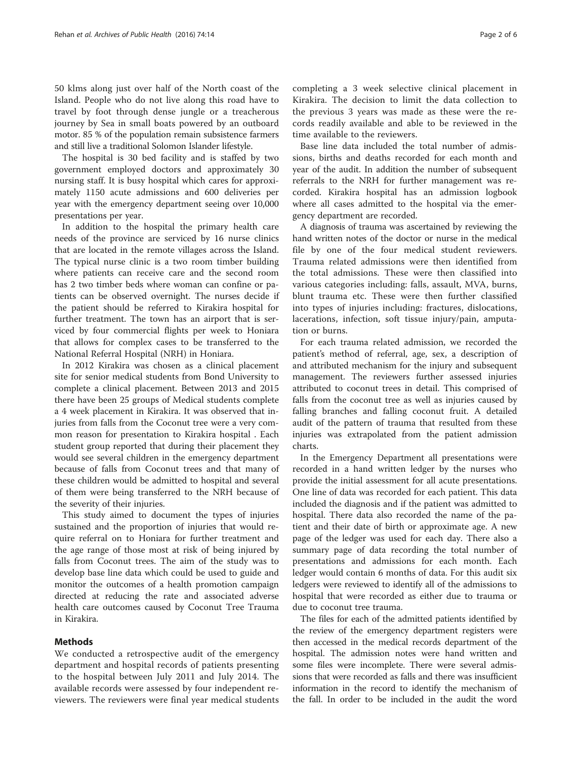50 klms along just over half of the North coast of the Island. People who do not live along this road have to travel by foot through dense jungle or a treacherous journey by Sea in small boats powered by an outboard motor. 85 % of the population remain subsistence farmers and still live a traditional Solomon Islander lifestyle.

The hospital is 30 bed facility and is staffed by two government employed doctors and approximately 30 nursing staff. It is busy hospital which cares for approximately 1150 acute admissions and 600 deliveries per year with the emergency department seeing over 10,000 presentations per year.

In addition to the hospital the primary health care needs of the province are serviced by 16 nurse clinics that are located in the remote villages across the Island. The typical nurse clinic is a two room timber building where patients can receive care and the second room has 2 two timber beds where woman can confine or patients can be observed overnight. The nurses decide if the patient should be referred to Kirakira hospital for further treatment. The town has an airport that is serviced by four commercial flights per week to Honiara that allows for complex cases to be transferred to the National Referral Hospital (NRH) in Honiara.

In 2012 Kirakira was chosen as a clinical placement site for senior medical students from Bond University to complete a clinical placement. Between 2013 and 2015 there have been 25 groups of Medical students complete a 4 week placement in Kirakira. It was observed that injuries from falls from the Coconut tree were a very common reason for presentation to Kirakira hospital . Each student group reported that during their placement they would see several children in the emergency department because of falls from Coconut trees and that many of these children would be admitted to hospital and several of them were being transferred to the NRH because of the severity of their injuries.

This study aimed to document the types of injuries sustained and the proportion of injuries that would require referral on to Honiara for further treatment and the age range of those most at risk of being injured by falls from Coconut trees. The aim of the study was to develop base line data which could be used to guide and monitor the outcomes of a health promotion campaign directed at reducing the rate and associated adverse health care outcomes caused by Coconut Tree Trauma in Kirakira.

## Methods

We conducted a retrospective audit of the emergency department and hospital records of patients presenting to the hospital between July 2011 and July 2014. The available records were assessed by four independent reviewers. The reviewers were final year medical students completing a 3 week selective clinical placement in Kirakira. The decision to limit the data collection to the previous 3 years was made as these were the records readily available and able to be reviewed in the time available to the reviewers.

Base line data included the total number of admissions, births and deaths recorded for each month and year of the audit. In addition the number of subsequent referrals to the NRH for further management was recorded. Kirakira hospital has an admission logbook where all cases admitted to the hospital via the emergency department are recorded.

A diagnosis of trauma was ascertained by reviewing the hand written notes of the doctor or nurse in the medical file by one of the four medical student reviewers. Trauma related admissions were then identified from the total admissions. These were then classified into various categories including: falls, assault, MVA, burns, blunt trauma etc. These were then further classified into types of injuries including: fractures, dislocations, lacerations, infection, soft tissue injury/pain, amputation or burns.

For each trauma related admission, we recorded the patient's method of referral, age, sex, a description of and attributed mechanism for the injury and subsequent management. The reviewers further assessed injuries attributed to coconut trees in detail. This comprised of falls from the coconut tree as well as injuries caused by falling branches and falling coconut fruit. A detailed audit of the pattern of trauma that resulted from these injuries was extrapolated from the patient admission charts.

In the Emergency Department all presentations were recorded in a hand written ledger by the nurses who provide the initial assessment for all acute presentations. One line of data was recorded for each patient. This data included the diagnosis and if the patient was admitted to hospital. There data also recorded the name of the patient and their date of birth or approximate age. A new page of the ledger was used for each day. There also a summary page of data recording the total number of presentations and admissions for each month. Each ledger would contain 6 months of data. For this audit six ledgers were reviewed to identify all of the admissions to hospital that were recorded as either due to trauma or due to coconut tree trauma.

The files for each of the admitted patients identified by the review of the emergency department registers were then accessed in the medical records department of the hospital. The admission notes were hand written and some files were incomplete. There were several admissions that were recorded as falls and there was insufficient information in the record to identify the mechanism of the fall. In order to be included in the audit the word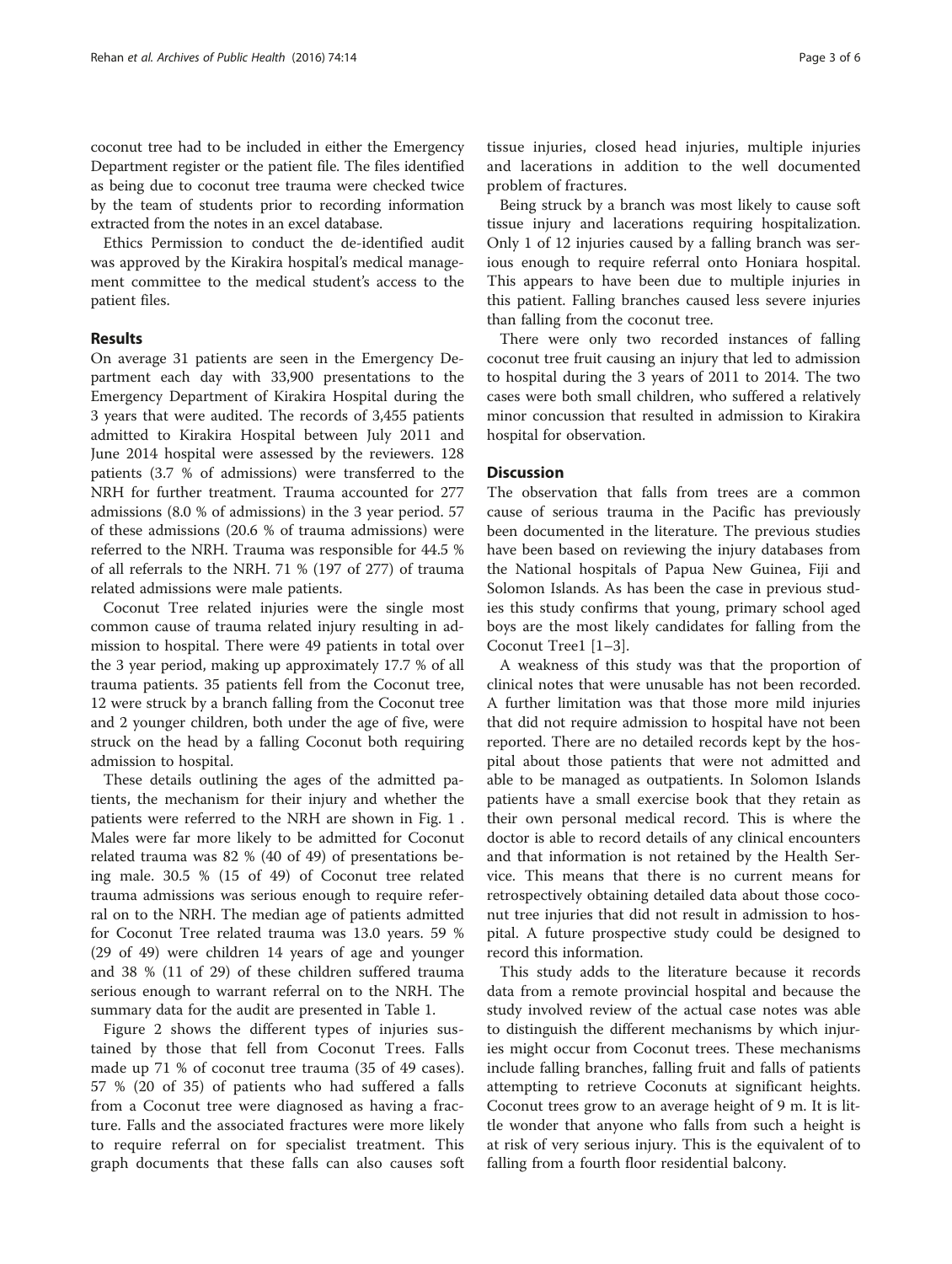coconut tree had to be included in either the Emergency Department register or the patient file. The files identified as being due to coconut tree trauma were checked twice by the team of students prior to recording information extracted from the notes in an excel database.

Ethics Permission to conduct the de-identified audit was approved by the Kirakira hospital's medical management committee to the medical student's access to the patient files.

## Results

On average 31 patients are seen in the Emergency Department each day with 33,900 presentations to the Emergency Department of Kirakira Hospital during the 3 years that were audited. The records of 3,455 patients admitted to Kirakira Hospital between July 2011 and June 2014 hospital were assessed by the reviewers. 128 patients (3.7 % of admissions) were transferred to the NRH for further treatment. Trauma accounted for 277 admissions (8.0 % of admissions) in the 3 year period. 57 of these admissions (20.6 % of trauma admissions) were referred to the NRH. Trauma was responsible for 44.5 % of all referrals to the NRH. 71 % (197 of 277) of trauma related admissions were male patients.

Coconut Tree related injuries were the single most common cause of trauma related injury resulting in admission to hospital. There were 49 patients in total over the 3 year period, making up approximately 17.7 % of all trauma patients. 35 patients fell from the Coconut tree, 12 were struck by a branch falling from the Coconut tree and 2 younger children, both under the age of five, were struck on the head by a falling Coconut both requiring admission to hospital.

These details outlining the ages of the admitted patients, the mechanism for their injury and whether the patients were referred to the NRH are shown in Fig. 1 . Males were far more likely to be admitted for Coconut related trauma was 82 % (40 of 49) of presentations being male. 30.5 % (15 of 49) of Coconut tree related trauma admissions was serious enough to require referral on to the NRH. The median age of patients admitted for Coconut Tree related trauma was 13.0 years. 59 % (29 of 49) were children 14 years of age and younger and 38 % (11 of 29) of these children suffered trauma serious enough to warrant referral on to the NRH. The summary data for the audit are presented in Table 1.

Figure 2 shows the different types of injuries sustained by those that fell from Coconut Trees. Falls made up 71 % of coconut tree trauma (35 of 49 cases). 57 % (20 of 35) of patients who had suffered a falls from a Coconut tree were diagnosed as having a fracture. Falls and the associated fractures were more likely to require referral on for specialist treatment. This graph documents that these falls can also causes soft tissue injuries, closed head injuries, multiple injuries and lacerations in addition to the well documented problem of fractures.

Being struck by a branch was most likely to cause soft tissue injury and lacerations requiring hospitalization. Only 1 of 12 injuries caused by a falling branch was serious enough to require referral onto Honiara hospital. This appears to have been due to multiple injuries in this patient. Falling branches caused less severe injuries than falling from the coconut tree.

There were only two recorded instances of falling coconut tree fruit causing an injury that led to admission to hospital during the 3 years of 2011 to 2014. The two cases were both small children, who suffered a relatively minor concussion that resulted in admission to Kirakira hospital for observation.

## Discussion

The observation that falls from trees are a common cause of serious trauma in the Pacific has previously been documented in the literature. The previous studies have been based on reviewing the injury databases from the National hospitals of Papua New Guinea, Fiji and Solomon Islands. As has been the case in previous studies this study confirms that young, primary school aged boys are the most likely candidates for falling from the Coconut Tree1 [1–3].

A weakness of this study was that the proportion of clinical notes that were unusable has not been recorded. A further limitation was that those more mild injuries that did not require admission to hospital have not been reported. There are no detailed records kept by the hospital about those patients that were not admitted and able to be managed as outpatients. In Solomon Islands patients have a small exercise book that they retain as their own personal medical record. This is where the doctor is able to record details of any clinical encounters and that information is not retained by the Health Service. This means that there is no current means for retrospectively obtaining detailed data about those coconut tree injuries that did not result in admission to hospital. A future prospective study could be designed to record this information.

This study adds to the literature because it records data from a remote provincial hospital and because the study involved review of the actual case notes was able to distinguish the different mechanisms by which injuries might occur from Coconut trees. These mechanisms include falling branches, falling fruit and falls of patients attempting to retrieve Coconuts at significant heights. Coconut trees grow to an average height of 9 m. It is little wonder that anyone who falls from such a height is at risk of very serious injury. This is the equivalent of to falling from a fourth floor residential balcony.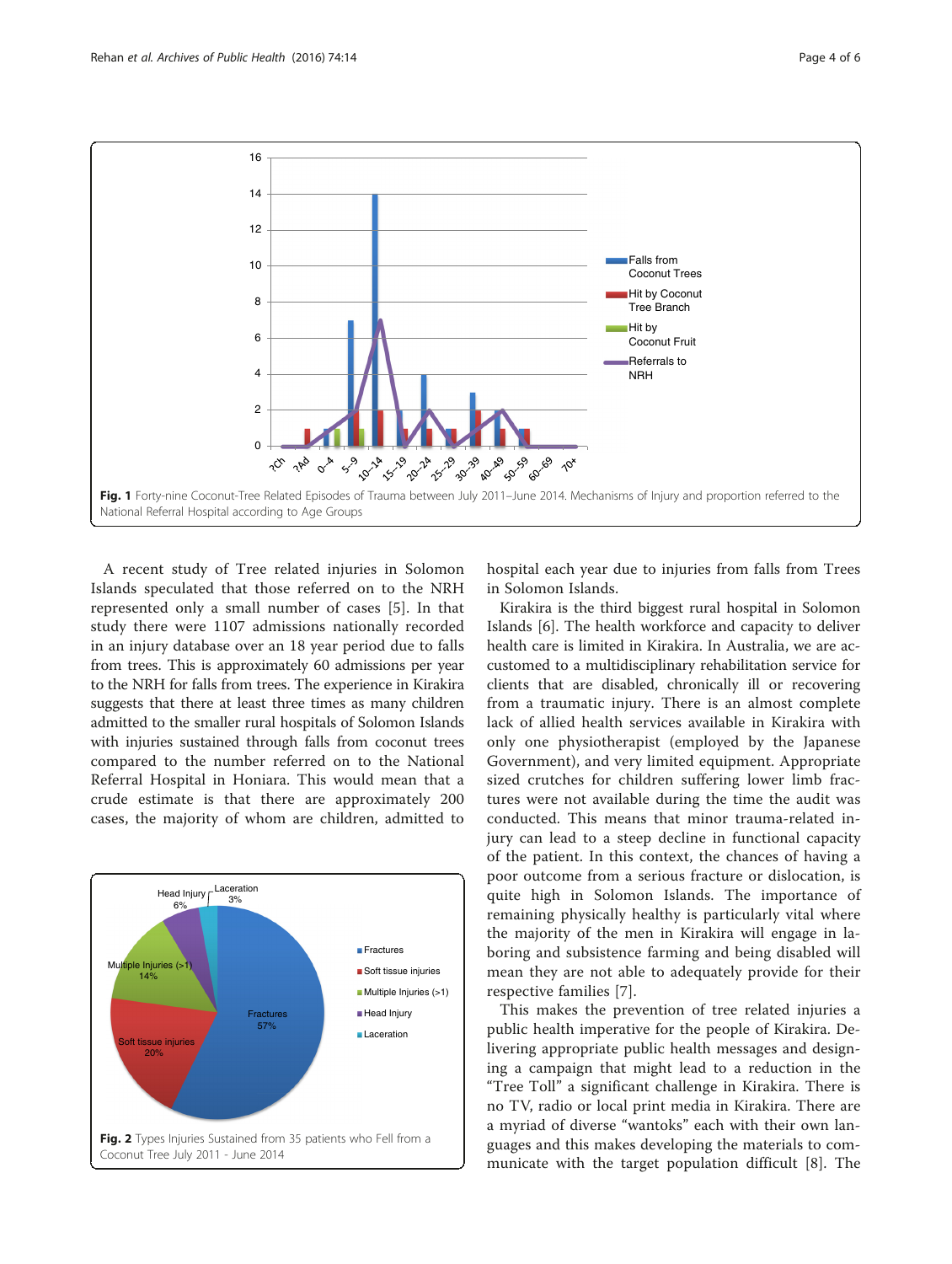Fig. 1 Forty-nine Coconut-Tree Related Episodes of Trauma between July 2011–June 2014. Mechanisms of Injury and proportion referred to the National Referral Hospital according to Age Groups

Fig. 2 Types Injuries Sustained from 35 patients who Fell from a Coconut Tree July 2011 - June 2014

A recent study of Tree related injuries in Solomon Islands speculated that those referred on to the NRH represented only a small number of cases [5]. In that study there were 1107 admissions nationally recorded in an injury database over an 18 year period due to falls from trees. This is approximately 60 admissions per year to the NRH for falls from trees. The experience in Kirakira suggests that there at least three times as many children admitted to the smaller rural hospitals of Solomon Islands with injuries sustained through falls from coconut trees compared to the number referred on to the National Referral Hospital in Honiara. This would mean that a crude estimate is that there are approximately 200 cases, the majority of whom are children, admitted to hospital each year due to injuries from falls from Trees in Solomon Islands.

Kirakira is the third biggest rural hospital in Solomon Islands [6]. The health workforce and capacity to deliver health care is limited in Kirakira. In Australia, we are accustomed to a multidisciplinary rehabilitation service for clients that are disabled, chronically ill or recovering from a traumatic injury. There is an almost complete lack of allied health services available in Kirakira with only one physiotherapist (employed by the Japanese Government), and very limited equipment. Appropriate sized crutches for children suffering lower limb fractures were not available during the time the audit was conducted. This means that minor trauma-related injury can lead to a steep decline in functional capacity of the patient. In this context, the chances of having a poor outcome from a serious fracture or dislocation, is quite high in Solomon Islands. The importance of remaining physically healthy is particularly vital where the majority of the men in Kirakira will engage in laboring and subsistence farming and being disabled will mean they are not able to adequately provide for their respective families [7].

This makes the prevention of tree related injuries a public health imperative for the people of Kirakira. Delivering appropriate public health messages and designing a campaign that might lead to a reduction in the "Tree Toll" a significant challenge in Kirakira. There is no TV, radio or local print media in Kirakira. There are a myriad of diverse "wantoks" each with their own languages and this makes developing the materials to communicate with the target population difficult [8]. The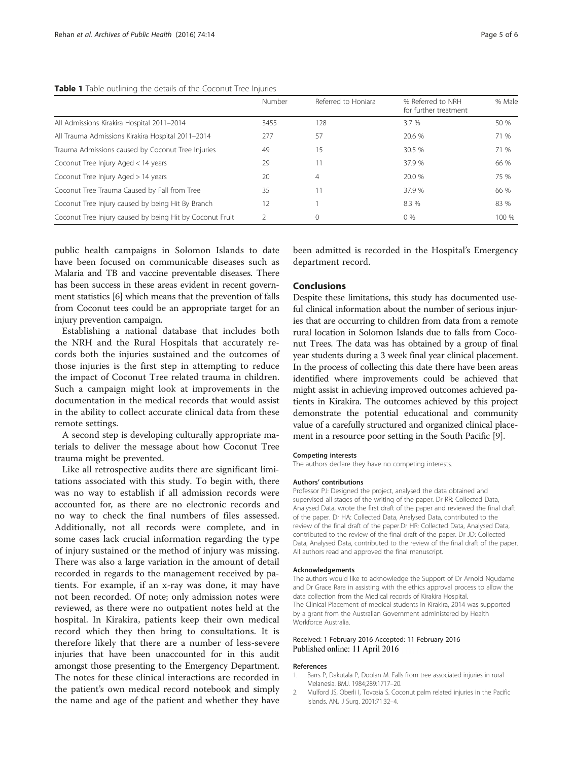**Table 1** Table outlining the details of the Coconut Tree Injuries

| | Number | Referred to Honiara | % Referred to NRH for further treatment | % Male |
|---|---|---|---|---|
| All Admissions Kirakira Hospital 2011–2014 | 3455 | 128 | 3.7 % | 50 % |
| All Trauma Admissions Kirakira Hospital 2011–2014 | 277 | 57 | 20.6 % | 71 % |
| Trauma Admissions caused by Coconut Tree Injuries | 49 | 15 | 30.5 % | 71 % |
| Coconut Tree Injury Aged < 14 years | 29 | 11 | 37.9 % | 66 % |
| Coconut Tree Injury Aged > 14 years | 20 | 4 | 20.0 % | 75 % |
| Coconut Tree Trauma Caused by Fall from Tree | 35 | 11 | 37.9 % | 66 % |
| Coconut Tree Injury caused by being Hit By Branch | 12 | 1 | 8.3 % | 83 % |
| Coconut Tree Injury caused by being Hit by Coconut Fruit | 2 | 0 | 0 % | 100 % |

public health campaigns in Solomon Islands to date have been focused on communicable diseases such as Malaria and TB and vaccine preventable diseases. There has been success in these areas evident in recent government statistics [6] which means that the prevention of falls from Coconut tees could be an appropriate target for an injury prevention campaign.

Establishing a national database that includes both the NRH and the Rural Hospitals that accurately records both the injuries sustained and the outcomes of those injuries is the first step in attempting to reduce the impact of Coconut Tree related trauma in children. Such a campaign might look at improvements in the documentation in the medical records that would assist in the ability to collect accurate clinical data from these remote settings.

A second step is developing culturally appropriate materials to deliver the message about how Coconut Tree trauma might be prevented.

Like all retrospective audits there are significant limitations associated with this study. To begin with, there was no way to establish if all admission records were accounted for, as there are no electronic records and no way to check the final numbers of files assessed. Additionally, not all records were complete, and in some cases lack crucial information regarding the type of injury sustained or the method of injury was missing. There was also a large variation in the amount of detail recorded in regards to the management received by patients. For example, if an x-ray was done, it may have not been recorded. Of note; only admission notes were reviewed, as there were no outpatient notes held at the hospital. In Kirakira, patients keep their own medical record which they then bring to consultations. It is therefore likely that there are a number of less-severe injuries that have been unaccounted for in this audit amongst those presenting to the Emergency Department. The notes for these clinical interactions are recorded in the patient's own medical record notebook and simply the name and age of the patient and whether they have been admitted is recorded in the Hospital's Emergency department record.

## Conclusions

Despite these limitations, this study has documented useful clinical information about the number of serious injuries that are occurring to children from data from a remote rural location in Solomon Islands due to falls from Coconut Trees. The data was has obtained by a group of final year students during a 3 week final year clinical placement. In the process of collecting this date there have been areas identified where improvements could be achieved that might assist in achieving improved outcomes achieved patients in Kirakira. The outcomes achieved by this project demonstrate the potential educational and community value of a carefully structured and organized clinical placement in a resource poor setting in the South Pacific [9].

#### Competing interests

The authors declare they have no competing interests.

#### Authors' contributions

Professor PJ: Designed the project, analysed the data obtained and supervised all stages of the writing of the paper. Dr RR: Collected Data, Analysed Data, wrote the first draft of the paper and reviewed the final draft of the paper. Dr HA: Collected Data, Analysed Data, contributed to the review of the final draft of the paper.Dr HR: Collected Data, Analysed Data, contributed to the review of the final draft of the paper. Dr JD: Collected Data, Analysed Data, contributed to the review of the final draft of the paper. All authors read and approved the final manuscript.

#### Acknowledgements

The authors would like to acknowledge the Support of Dr Arnold Ngudame and Dr Grace Rara in assisting with the ethics approval process to allow the data collection from the Medical records of Kirakira Hospital.
The Clinical Placement of medical students in Kirakira, 2014 was supported by a grant from the Australian Government administered by Health Workforce Australia.

Received: 1 February 2016 Accepted: 11 February 2016
Published online: 11 April 2016

#### References

1. Barrs P, Dakutala P, Doolan M. Falls from tree associated injuries in rural Melanesia. BMJ. 1984;289:1717–20.
2. Mulford JS, Oberli I, Tovosia S. Coconut palm related injuries in the Pacific Islands. ANJ J Surg. 2001;71:32–4.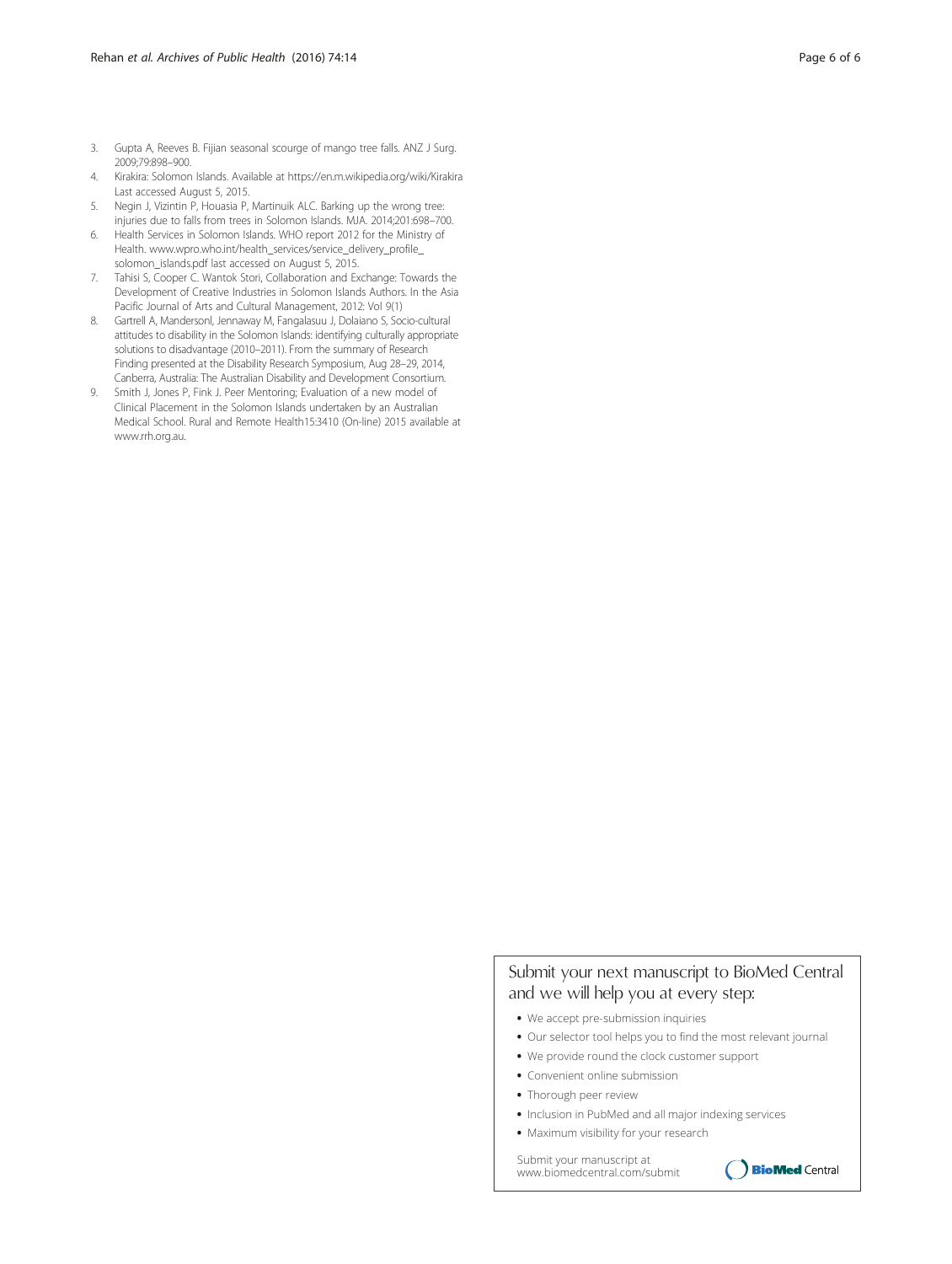3. Gupta A, Reeves B. Fijian seasonal scourge of mango tree falls. ANZ J Surg. 2009;79:898–900.
4. Kirakira: Solomon Islands. Available at https://en.m.wikipedia.org/wiki/Kirakira Last accessed August 5, 2015.
5. Negin J, Vizintin P, Houasia P, Martinuik ALC. Barking up the wrong tree: injuries due to falls from trees in Solomon Islands. MJA. 2014;201:698–700.
6. Health Services in Solomon Islands. WHO report 2012 for the Ministry of Health. www.wpro.who.int/health_services/service_delivery_profile_solomon_islands.pdf last accessed on August 5, 2015.
7. Tahisi S, Cooper C. Wantok Stori, Collaboration and Exchange: Towards the Development of Creative Industries in Solomon Islands Authors. In the Asia Pacific Journal of Arts and Cultural Management, 2012: Vol 9(1)
8. Gartrell A, Mandersonl, Jennaway M, Fangalasuu J, Dolaiano S, Socio-cultural attitudes to disability in the Solomon Islands: identifying culturally appropriate solutions to disadvantage (2010–2011). From the summary of Research Finding presented at the Disability Research Symposium, Aug 28–29, 2014, Canberra, Australia: The Australian Disability and Development Consortium.
9. Smith J, Jones P, Fink J. Peer Mentoring; Evaluation of a new model of Clinical Placement in the Solomon Islands undertaken by an Australian Medical School. Rural and Remote Health15:3410 (On-line) 2015 available at www.rrh.org.au.

Submit your next manuscript to BioMed Central and we will help you at every step:

- We accept pre-submission inquiries
- Our selector tool helps you to find the most relevant journal
- We provide round the clock customer support
- Convenient online submission
- Thorough peer review
- Inclusion in PubMed and all major indexing services
- Maximum visibility for your research

Submit your manuscript at www.biomedcentral.com/submit

BioMed Central